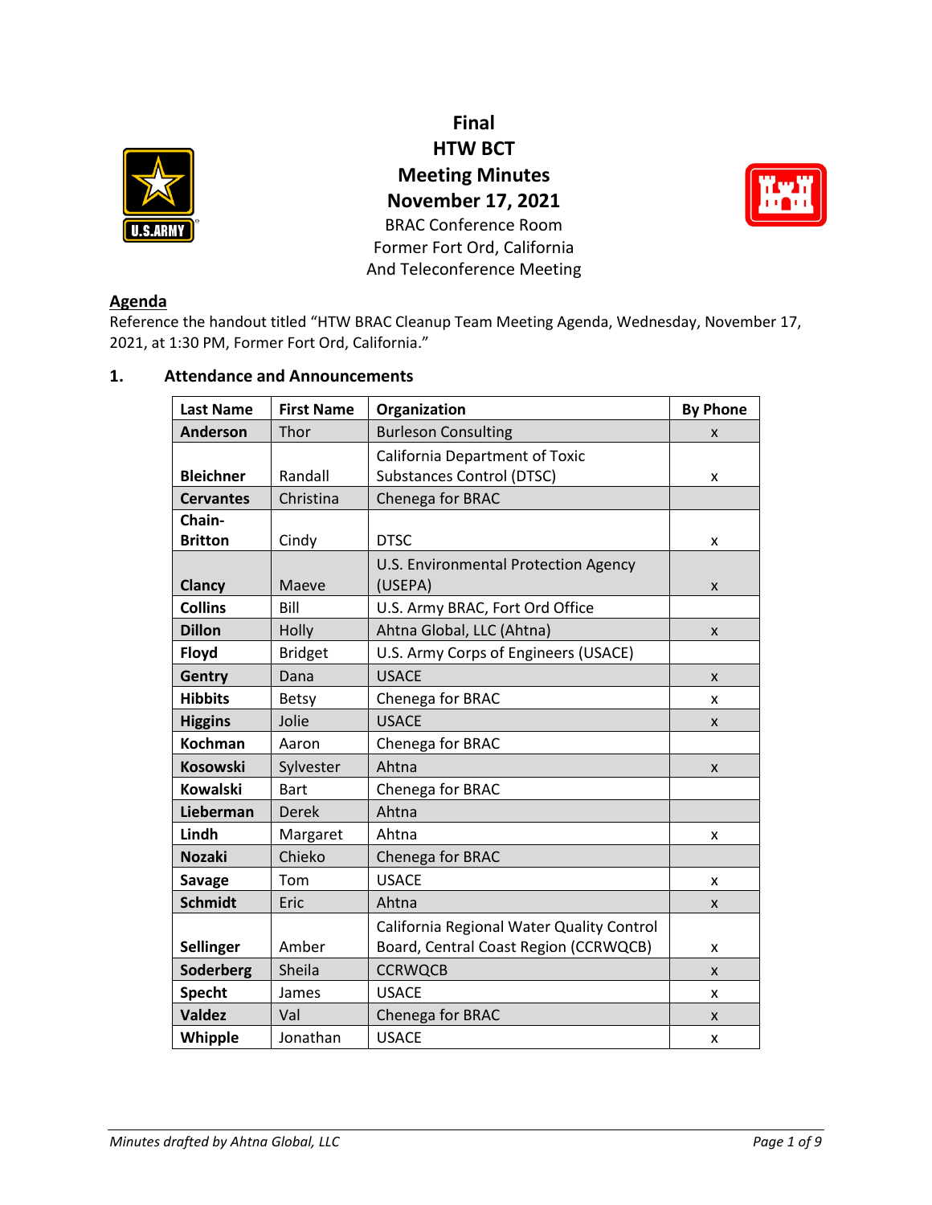# Final
# HTW BCT
# Meeting Minutes
# November 17, 2021

BRAC Conference Room
Former Fort Ord, California
And Teleconference Meeting

**Agenda**

Reference the handout titled "HTW BRAC Cleanup Team Meeting Agenda, Wednesday, November 17, 2021, at 1:30 PM, Former Fort Ord, California."

## 1. Attendance and Announcements

| Last Name | First Name | Organization | By Phone |
|---|---|---|---|
| **Anderson** | Thor | Burleson Consulting | x |
| **Bleichner** | Randall | California Department of Toxic Substances Control (DTSC) | x |
| **Cervantes** | Christina | Chenega for BRAC | |
| **Chain-Britton** | Cindy | DTSC | x |
| **Clancy** | Maeve | U.S. Environmental Protection Agency (USEPA) | x |
| **Collins** | Bill | U.S. Army BRAC, Fort Ord Office | |
| **Dillon** | Holly | Ahtna Global, LLC (Ahtna) | x |
| **Floyd** | Bridget | U.S. Army Corps of Engineers (USACE) | |
| **Gentry** | Dana | USACE | x |
| **Hibbits** | Betsy | Chenega for BRAC | x |
| **Higgins** | Jolie | USACE | x |
| **Kochman** | Aaron | Chenega for BRAC | |
| **Kosowski** | Sylvester | Ahtna | x |
| **Kowalski** | Bart | Chenega for BRAC | |
| **Lieberman** | Derek | Ahtna | |
| **Lindh** | Margaret | Ahtna | x |
| **Nozaki** | Chieko | Chenega for BRAC | |
| **Savage** | Tom | USACE | x |
| **Schmidt** | Eric | Ahtna | x |
| **Sellinger** | Amber | California Regional Water Quality Control Board, Central Coast Region (CCRWQCB) | x |
| **Soderberg** | Sheila | CCRWQCB | x |
| **Specht** | James | USACE | x |
| **Valdez** | Val | Chenega for BRAC | x |
| **Whipple** | Jonathan | USACE | x |

*Minutes drafted by Ahtna Global, LLC*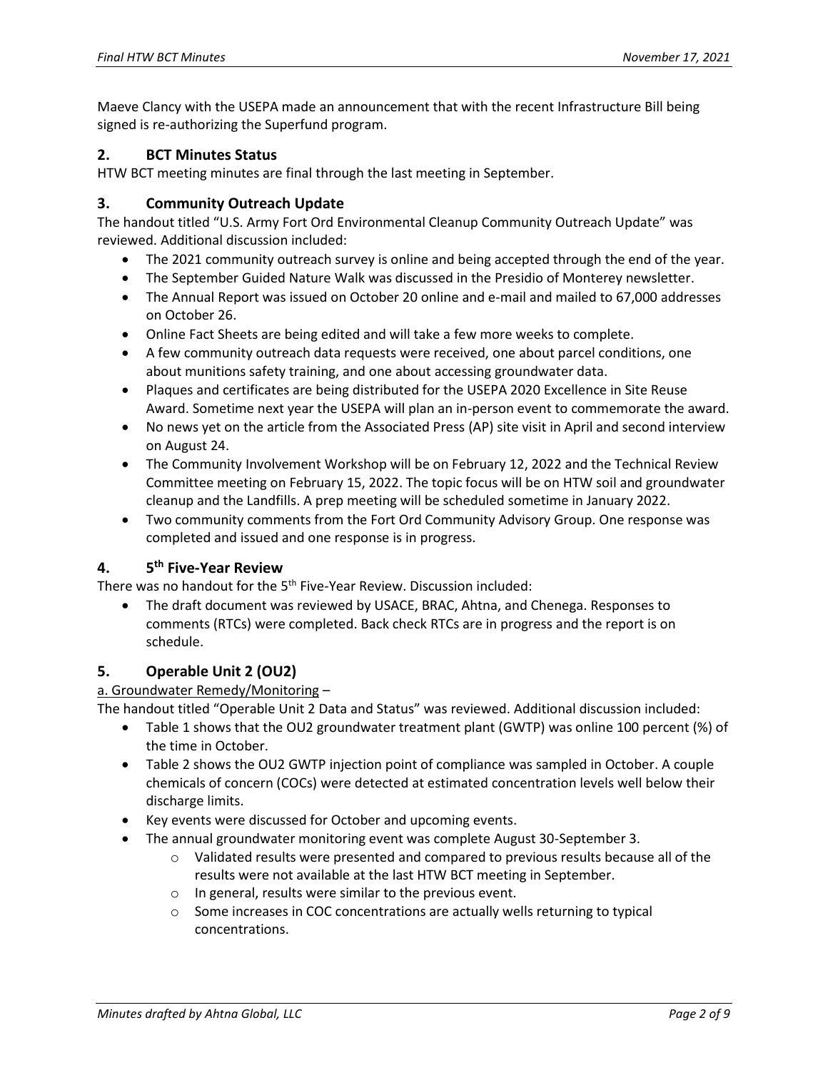Maeve Clancy with the USEPA made an announcement that with the recent Infrastructure Bill being signed is re-authorizing the Superfund program.

## 2. BCT Minutes Status

HTW BCT meeting minutes are final through the last meeting in September.

## 3. Community Outreach Update

The handout titled "U.S. Army Fort Ord Environmental Cleanup Community Outreach Update" was reviewed. Additional discussion included:

- The 2021 community outreach survey is online and being accepted through the end of the year.
- The September Guided Nature Walk was discussed in the Presidio of Monterey newsletter.
- The Annual Report was issued on October 20 online and e-mail and mailed to 67,000 addresses on October 26.
- Online Fact Sheets are being edited and will take a few more weeks to complete.
- A few community outreach data requests were received, one about parcel conditions, one about munitions safety training, and one about accessing groundwater data.
- Plaques and certificates are being distributed for the USEPA 2020 Excellence in Site Reuse Award. Sometime next year the USEPA will plan an in-person event to commemorate the award.
- No news yet on the article from the Associated Press (AP) site visit in April and second interview on August 24.
- The Community Involvement Workshop will be on February 12, 2022 and the Technical Review Committee meeting on February 15, 2022. The topic focus will be on HTW soil and groundwater cleanup and the Landfills. A prep meeting will be scheduled sometime in January 2022.
- Two community comments from the Fort Ord Community Advisory Group. One response was completed and issued and one response is in progress.

## 4. 5th Five-Year Review

There was no handout for the 5th Five-Year Review. Discussion included:

- The draft document was reviewed by USACE, BRAC, Ahtna, and Chenega. Responses to comments (RTCs) were completed. Back check RTCs are in progress and the report is on schedule.

## 5. Operable Unit 2 (OU2)

a. Groundwater Remedy/Monitoring –

The handout titled "Operable Unit 2 Data and Status" was reviewed. Additional discussion included:

- Table 1 shows that the OU2 groundwater treatment plant (GWTP) was online 100 percent (%) of the time in October.
- Table 2 shows the OU2 GWTP injection point of compliance was sampled in October. A couple chemicals of concern (COCs) were detected at estimated concentration levels well below their discharge limits.
- Key events were discussed for October and upcoming events.
- The annual groundwater monitoring event was complete August 30-September 3.
  - Validated results were presented and compared to previous results because all of the results were not available at the last HTW BCT meeting in September.
  - In general, results were similar to the previous event.
  - Some increases in COC concentrations are actually wells returning to typical concentrations.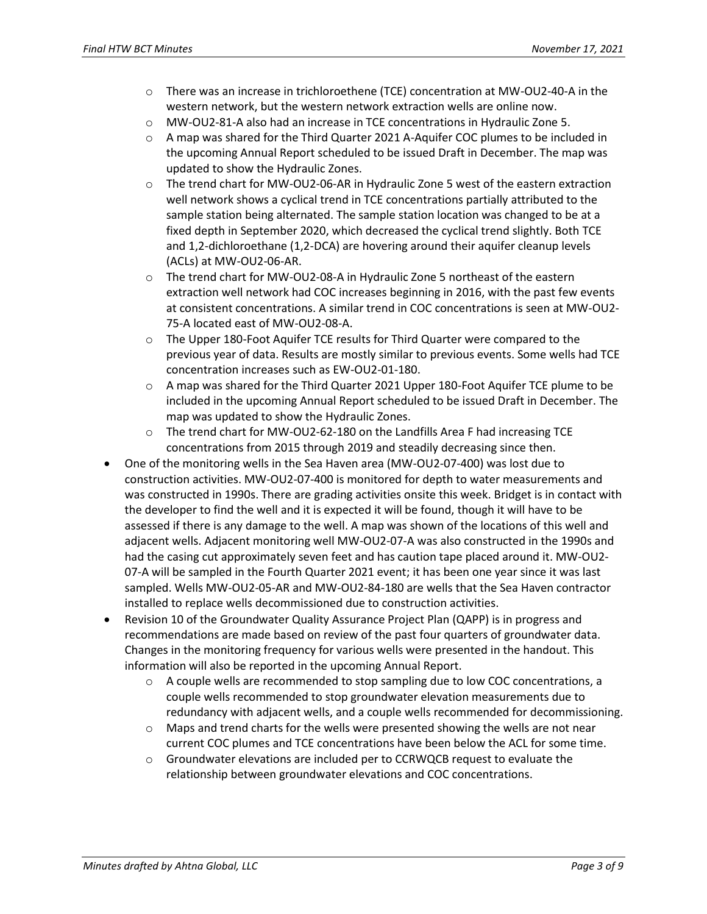- There was an increase in trichloroethene (TCE) concentration at MW-OU2-40-A in the western network, but the western network extraction wells are online now.
    - MW-OU2-81-A also had an increase in TCE concentrations in Hydraulic Zone 5.
    - A map was shared for the Third Quarter 2021 A-Aquifer COC plumes to be included in the upcoming Annual Report scheduled to be issued Draft in December. The map was updated to show the Hydraulic Zones.
    - The trend chart for MW-OU2-06-AR in Hydraulic Zone 5 west of the eastern extraction well network shows a cyclical trend in TCE concentrations partially attributed to the sample station being alternated. The sample station location was changed to be at a fixed depth in September 2020, which decreased the cyclical trend slightly. Both TCE and 1,2-dichloroethane (1,2-DCA) are hovering around their aquifer cleanup levels (ACLs) at MW-OU2-06-AR.
    - The trend chart for MW-OU2-08-A in Hydraulic Zone 5 northeast of the eastern extraction well network had COC increases beginning in 2016, with the past few events at consistent concentrations. A similar trend in COC concentrations is seen at MW-OU2-75-A located east of MW-OU2-08-A.
    - The Upper 180-Foot Aquifer TCE results for Third Quarter were compared to the previous year of data. Results are mostly similar to previous events. Some wells had TCE concentration increases such as EW-OU2-01-180.
    - A map was shared for the Third Quarter 2021 Upper 180-Foot Aquifer TCE plume to be included in the upcoming Annual Report scheduled to be issued Draft in December. The map was updated to show the Hydraulic Zones.
    - The trend chart for MW-OU2-62-180 on the Landfills Area F had increasing TCE concentrations from 2015 through 2019 and steadily decreasing since then.
- One of the monitoring wells in the Sea Haven area (MW-OU2-07-400) was lost due to construction activities. MW-OU2-07-400 is monitored for depth to water measurements and was constructed in 1990s. There are grading activities onsite this week. Bridget is in contact with the developer to find the well and it is expected it will be found, though it will have to be assessed if there is any damage to the well. A map was shown of the locations of this well and adjacent wells. Adjacent monitoring well MW-OU2-07-A was also constructed in the 1990s and had the casing cut approximately seven feet and has caution tape placed around it. MW-OU2-07-A will be sampled in the Fourth Quarter 2021 event; it has been one year since it was last sampled. Wells MW-OU2-05-AR and MW-OU2-84-180 are wells that the Sea Haven contractor installed to replace wells decommissioned due to construction activities.
- Revision 10 of the Groundwater Quality Assurance Project Plan (QAPP) is in progress and recommendations are made based on review of the past four quarters of groundwater data. Changes in the monitoring frequency for various wells were presented in the handout. This information will also be reported in the upcoming Annual Report.
    - A couple wells are recommended to stop sampling due to low COC concentrations, a couple wells recommended to stop groundwater elevation measurements due to redundancy with adjacent wells, and a couple wells recommended for decommissioning.
    - Maps and trend charts for the wells were presented showing the wells are not near current COC plumes and TCE concentrations have been below the ACL for some time.
    - Groundwater elevations are included per to CCRWQCB request to evaluate the relationship between groundwater elevations and COC concentrations.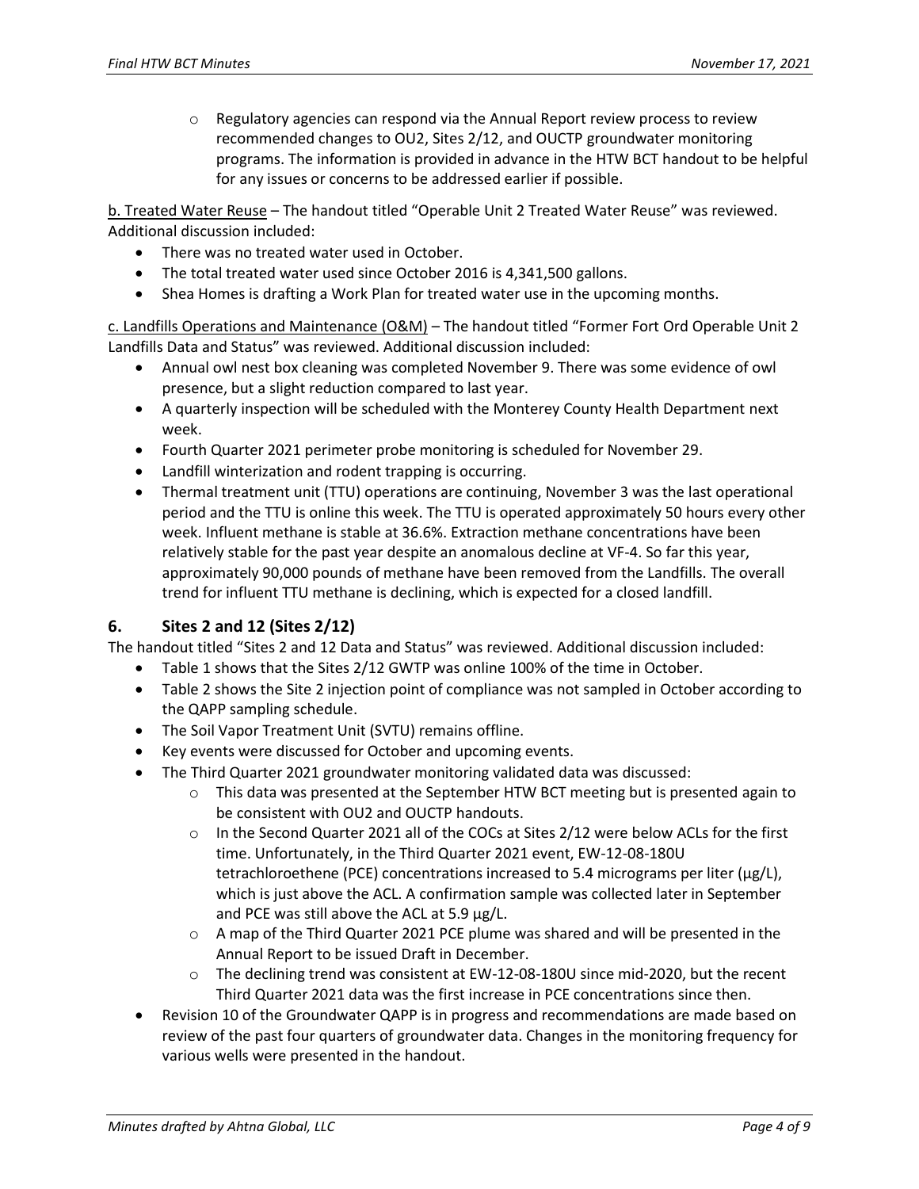- Regulatory agencies can respond via the Annual Report review process to review recommended changes to OU2, Sites 2/12, and OUCTP groundwater monitoring programs. The information is provided in advance in the HTW BCT handout to be helpful for any issues or concerns to be addressed earlier if possible.

b. Treated Water Reuse – The handout titled "Operable Unit 2 Treated Water Reuse" was reviewed. Additional discussion included:

- There was no treated water used in October.
- The total treated water used since October 2016 is 4,341,500 gallons.
- Shea Homes is drafting a Work Plan for treated water use in the upcoming months.

c. Landfills Operations and Maintenance (O&M) – The handout titled "Former Fort Ord Operable Unit 2 Landfills Data and Status" was reviewed. Additional discussion included:

- Annual owl nest box cleaning was completed November 9. There was some evidence of owl presence, but a slight reduction compared to last year.
- A quarterly inspection will be scheduled with the Monterey County Health Department next week.
- Fourth Quarter 2021 perimeter probe monitoring is scheduled for November 29.
- Landfill winterization and rodent trapping is occurring.
- Thermal treatment unit (TTU) operations are continuing, November 3 was the last operational period and the TTU is online this week. The TTU is operated approximately 50 hours every other week. Influent methane is stable at 36.6%. Extraction methane concentrations have been relatively stable for the past year despite an anomalous decline at VF-4. So far this year, approximately 90,000 pounds of methane have been removed from the Landfills. The overall trend for influent TTU methane is declining, which is expected for a closed landfill.

## 6. Sites 2 and 12 (Sites 2/12)

The handout titled "Sites 2 and 12 Data and Status" was reviewed. Additional discussion included:

- Table 1 shows that the Sites 2/12 GWTP was online 100% of the time in October.
- Table 2 shows the Site 2 injection point of compliance was not sampled in October according to the QAPP sampling schedule.
- The Soil Vapor Treatment Unit (SVTU) remains offline.
- Key events were discussed for October and upcoming events.
- The Third Quarter 2021 groundwater monitoring validated data was discussed:
  - This data was presented at the September HTW BCT meeting but is presented again to be consistent with OU2 and OUCTP handouts.
  - In the Second Quarter 2021 all of the COCs at Sites 2/12 were below ACLs for the first time. Unfortunately, in the Third Quarter 2021 event, EW-12-08-180U tetrachloroethene (PCE) concentrations increased to 5.4 micrograms per liter (µg/L), which is just above the ACL. A confirmation sample was collected later in September and PCE was still above the ACL at 5.9 µg/L.
  - A map of the Third Quarter 2021 PCE plume was shared and will be presented in the Annual Report to be issued Draft in December.
  - The declining trend was consistent at EW-12-08-180U since mid-2020, but the recent Third Quarter 2021 data was the first increase in PCE concentrations since then.
- Revision 10 of the Groundwater QAPP is in progress and recommendations are made based on review of the past four quarters of groundwater data. Changes in the monitoring frequency for various wells were presented in the handout.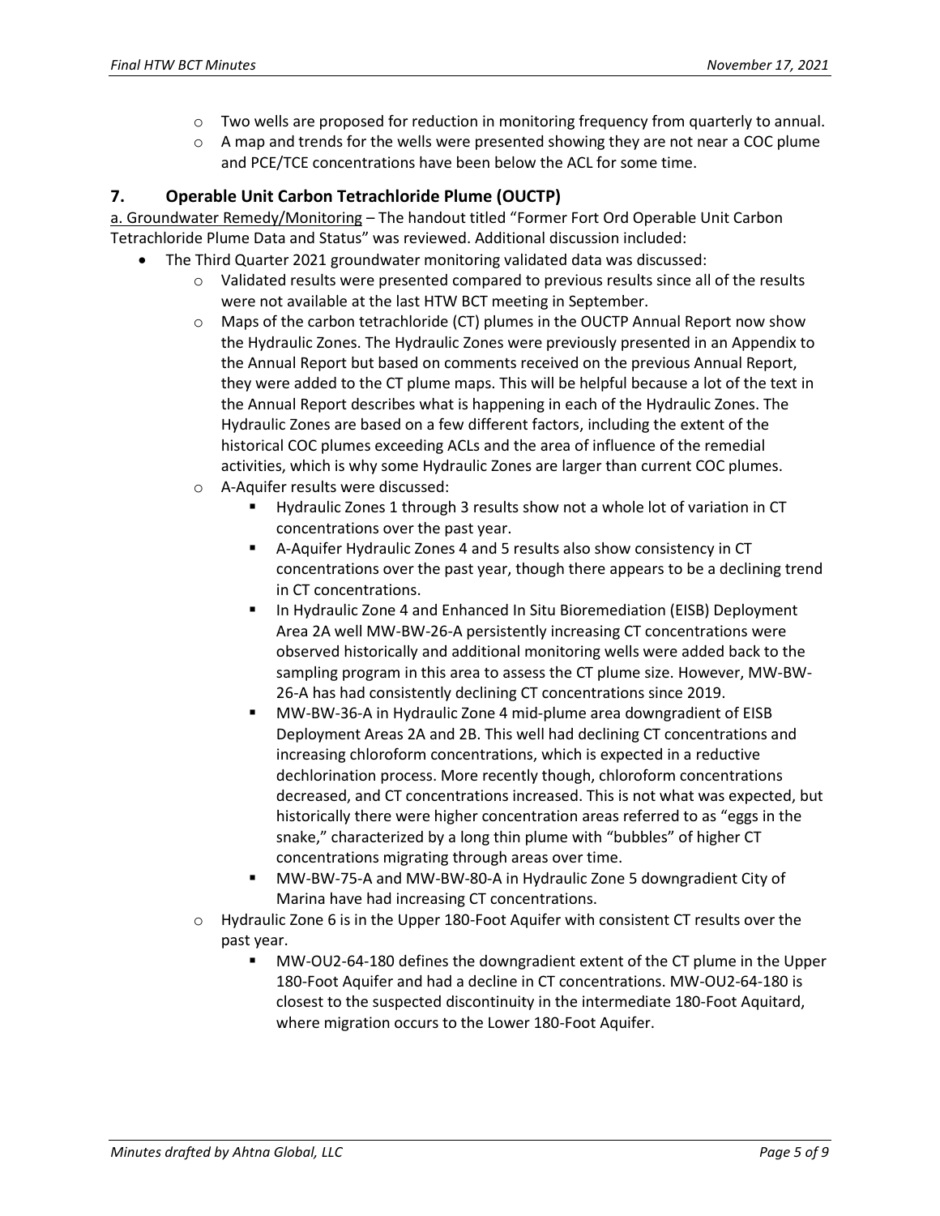- Two wells are proposed for reduction in monitoring frequency from quarterly to annual.
- A map and trends for the wells were presented showing they are not near a COC plume and PCE/TCE concentrations have been below the ACL for some time.

## 7. Operable Unit Carbon Tetrachloride Plume (OUCTP)

a. Groundwater Remedy/Monitoring – The handout titled "Former Fort Ord Operable Unit Carbon Tetrachloride Plume Data and Status" was reviewed. Additional discussion included:

- The Third Quarter 2021 groundwater monitoring validated data was discussed:
  - Validated results were presented compared to previous results since all of the results were not available at the last HTW BCT meeting in September.
  - Maps of the carbon tetrachloride (CT) plumes in the OUCTP Annual Report now show the Hydraulic Zones. The Hydraulic Zones were previously presented in an Appendix to the Annual Report but based on comments received on the previous Annual Report, they were added to the CT plume maps. This will be helpful because a lot of the text in the Annual Report describes what is happening in each of the Hydraulic Zones. The Hydraulic Zones are based on a few different factors, including the extent of the historical COC plumes exceeding ACLs and the area of influence of the remedial activities, which is why some Hydraulic Zones are larger than current COC plumes.
  - A-Aquifer results were discussed:
    - Hydraulic Zones 1 through 3 results show not a whole lot of variation in CT concentrations over the past year.
    - A-Aquifer Hydraulic Zones 4 and 5 results also show consistency in CT concentrations over the past year, though there appears to be a declining trend in CT concentrations.
    - In Hydraulic Zone 4 and Enhanced In Situ Bioremediation (EISB) Deployment Area 2A well MW-BW-26-A persistently increasing CT concentrations were observed historically and additional monitoring wells were added back to the sampling program in this area to assess the CT plume size. However, MW-BW-26-A has had consistently declining CT concentrations since 2019.
    - MW-BW-36-A in Hydraulic Zone 4 mid-plume area downgradient of EISB Deployment Areas 2A and 2B. This well had declining CT concentrations and increasing chloroform concentrations, which is expected in a reductive dechlorination process. More recently though, chloroform concentrations decreased, and CT concentrations increased. This is not what was expected, but historically there were higher concentration areas referred to as "eggs in the snake," characterized by a long thin plume with "bubbles" of higher CT concentrations migrating through areas over time.
    - MW-BW-75-A and MW-BW-80-A in Hydraulic Zone 5 downgradient City of Marina have had increasing CT concentrations.
  - Hydraulic Zone 6 is in the Upper 180-Foot Aquifer with consistent CT results over the past year.
    - MW-OU2-64-180 defines the downgradient extent of the CT plume in the Upper 180-Foot Aquifer and had a decline in CT concentrations. MW-OU2-64-180 is closest to the suspected discontinuity in the intermediate 180-Foot Aquitard, where migration occurs to the Lower 180-Foot Aquifer.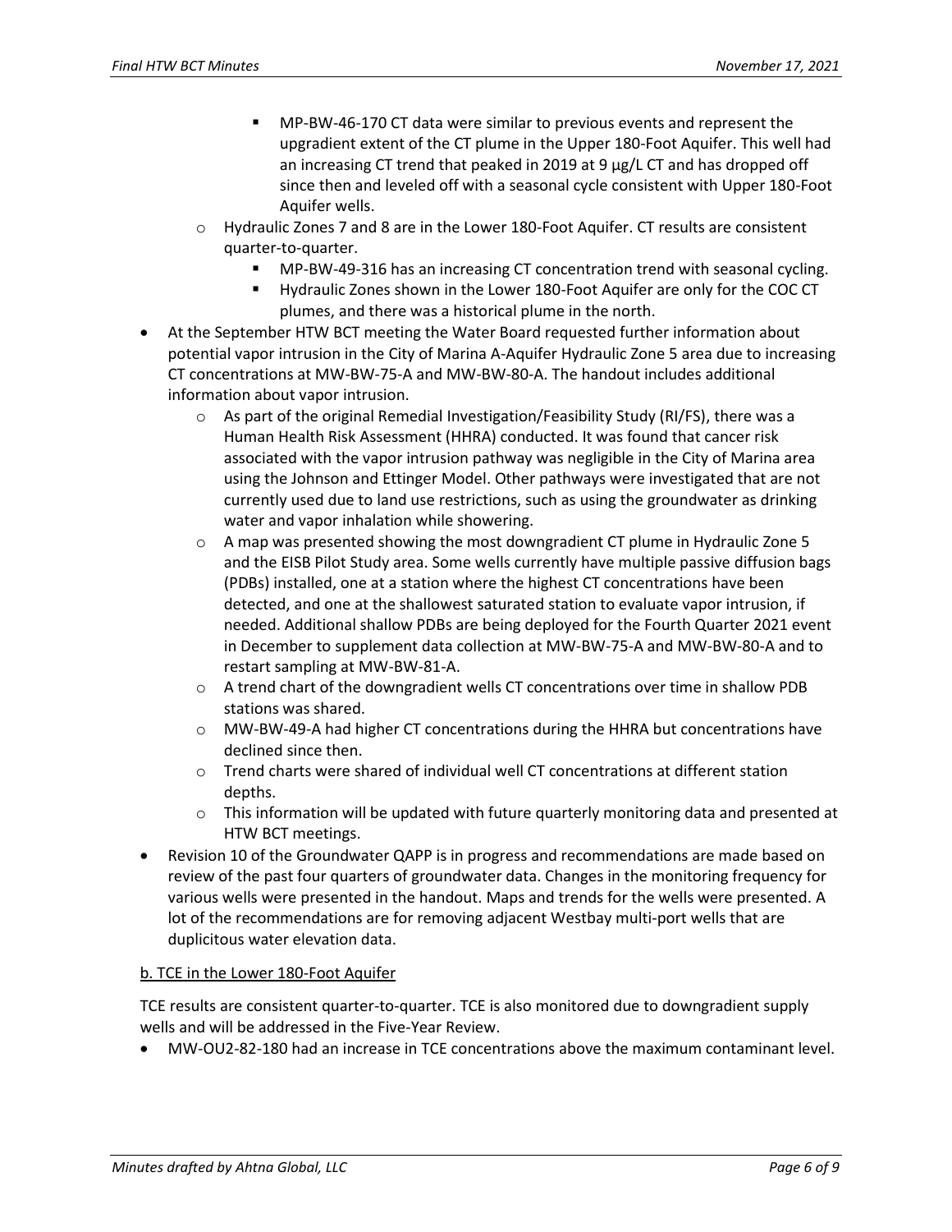- MP-BW-46-170 CT data were similar to previous events and represent the upgradient extent of the CT plume in the Upper 180-Foot Aquifer. This well had an increasing CT trend that peaked in 2019 at 9 µg/L CT and has dropped off since then and leveled off with a seasonal cycle consistent with Upper 180-Foot Aquifer wells.
    - Hydraulic Zones 7 and 8 are in the Lower 180-Foot Aquifer. CT results are consistent quarter-to-quarter.
        - MP-BW-49-316 has an increasing CT concentration trend with seasonal cycling.
        - Hydraulic Zones shown in the Lower 180-Foot Aquifer are only for the COC CT plumes, and there was a historical plume in the north.
- At the September HTW BCT meeting the Water Board requested further information about potential vapor intrusion in the City of Marina A-Aquifer Hydraulic Zone 5 area due to increasing CT concentrations at MW-BW-75-A and MW-BW-80-A. The handout includes additional information about vapor intrusion.
    - As part of the original Remedial Investigation/Feasibility Study (RI/FS), there was a Human Health Risk Assessment (HHRA) conducted. It was found that cancer risk associated with the vapor intrusion pathway was negligible in the City of Marina area using the Johnson and Ettinger Model. Other pathways were investigated that are not currently used due to land use restrictions, such as using the groundwater as drinking water and vapor inhalation while showering.
    - A map was presented showing the most downgradient CT plume in Hydraulic Zone 5 and the EISB Pilot Study area. Some wells currently have multiple passive diffusion bags (PDBs) installed, one at a station where the highest CT concentrations have been detected, and one at the shallowest saturated station to evaluate vapor intrusion, if needed. Additional shallow PDBs are being deployed for the Fourth Quarter 2021 event in December to supplement data collection at MW-BW-75-A and MW-BW-80-A and to restart sampling at MW-BW-81-A.
    - A trend chart of the downgradient wells CT concentrations over time in shallow PDB stations was shared.
    - MW-BW-49-A had higher CT concentrations during the HHRA but concentrations have declined since then.
    - Trend charts were shared of individual well CT concentrations at different station depths.
    - This information will be updated with future quarterly monitoring data and presented at HTW BCT meetings.
- Revision 10 of the Groundwater QAPP is in progress and recommendations are made based on review of the past four quarters of groundwater data. Changes in the monitoring frequency for various wells were presented in the handout. Maps and trends for the wells were presented. A lot of the recommendations are for removing adjacent Westbay multi-port wells that are duplicitous water elevation data.

<u>b. TCE in the Lower 180-Foot Aquifer</u>

TCE results are consistent quarter-to-quarter. TCE is also monitored due to downgradient supply wells and will be addressed in the Five-Year Review.

- MW-OU2-82-180 had an increase in TCE concentrations above the maximum contaminant level.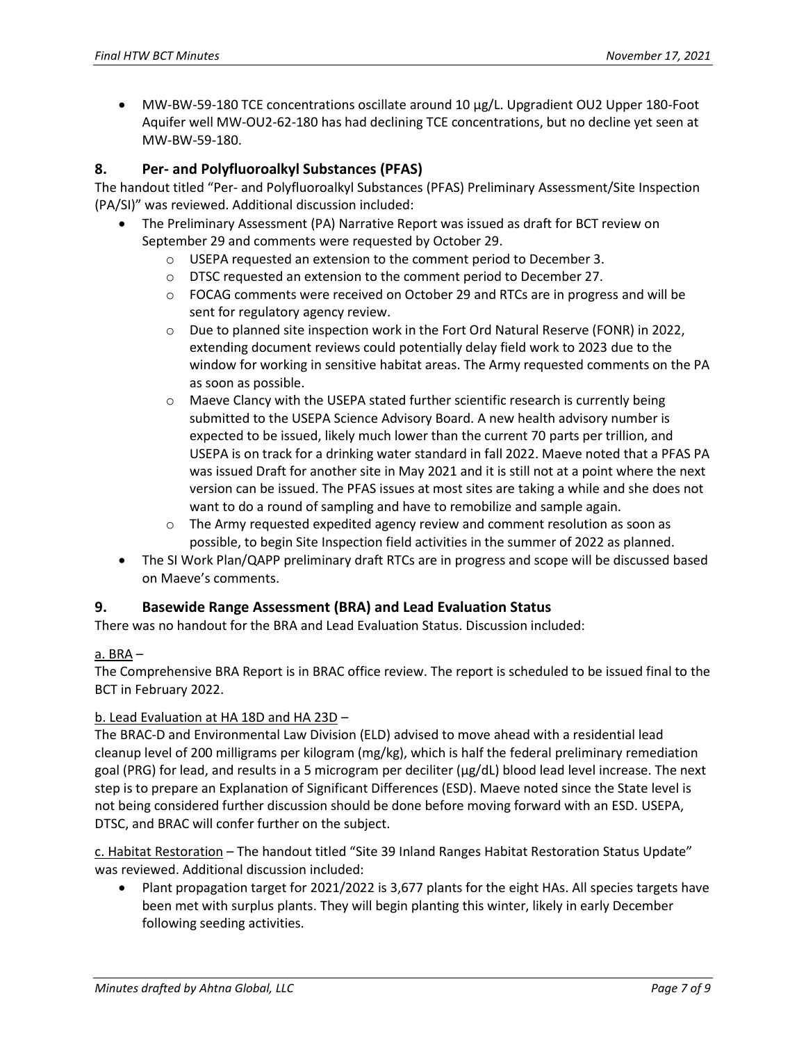- MW-BW-59-180 TCE concentrations oscillate around 10 µg/L. Upgradient OU2 Upper 180-Foot Aquifer well MW-OU2-62-180 has had declining TCE concentrations, but no decline yet seen at MW-BW-59-180.

## 8. Per- and Polyfluoroalkyl Substances (PFAS)

The handout titled "Per- and Polyfluoroalkyl Substances (PFAS) Preliminary Assessment/Site Inspection (PA/SI)" was reviewed. Additional discussion included:

- The Preliminary Assessment (PA) Narrative Report was issued as draft for BCT review on September 29 and comments were requested by October 29.
  - USEPA requested an extension to the comment period to December 3.
  - DTSC requested an extension to the comment period to December 27.
  - FOCAG comments were received on October 29 and RTCs are in progress and will be sent for regulatory agency review.
  - Due to planned site inspection work in the Fort Ord Natural Reserve (FONR) in 2022, extending document reviews could potentially delay field work to 2023 due to the window for working in sensitive habitat areas. The Army requested comments on the PA as soon as possible.
  - Maeve Clancy with the USEPA stated further scientific research is currently being submitted to the USEPA Science Advisory Board. A new health advisory number is expected to be issued, likely much lower than the current 70 parts per trillion, and USEPA is on track for a drinking water standard in fall 2022. Maeve noted that a PFAS PA was issued Draft for another site in May 2021 and it is still not at a point where the next version can be issued. The PFAS issues at most sites are taking a while and she does not want to do a round of sampling and have to remobilize and sample again.
  - The Army requested expedited agency review and comment resolution as soon as possible, to begin Site Inspection field activities in the summer of 2022 as planned.
- The SI Work Plan/QAPP preliminary draft RTCs are in progress and scope will be discussed based on Maeve's comments.

## 9. Basewide Range Assessment (BRA) and Lead Evaluation Status

There was no handout for the BRA and Lead Evaluation Status. Discussion included:

a. BRA –

The Comprehensive BRA Report is in BRAC office review. The report is scheduled to be issued final to the BCT in February 2022.

b. Lead Evaluation at HA 18D and HA 23D –

The BRAC-D and Environmental Law Division (ELD) advised to move ahead with a residential lead cleanup level of 200 milligrams per kilogram (mg/kg), which is half the federal preliminary remediation goal (PRG) for lead, and results in a 5 microgram per deciliter (µg/dL) blood lead level increase. The next step is to prepare an Explanation of Significant Differences (ESD). Maeve noted since the State level is not being considered further discussion should be done before moving forward with an ESD. USEPA, DTSC, and BRAC will confer further on the subject.

c. Habitat Restoration – The handout titled "Site 39 Inland Ranges Habitat Restoration Status Update" was reviewed. Additional discussion included:

- Plant propagation target for 2021/2022 is 3,677 plants for the eight HAs. All species targets have been met with surplus plants. They will begin planting this winter, likely in early December following seeding activities.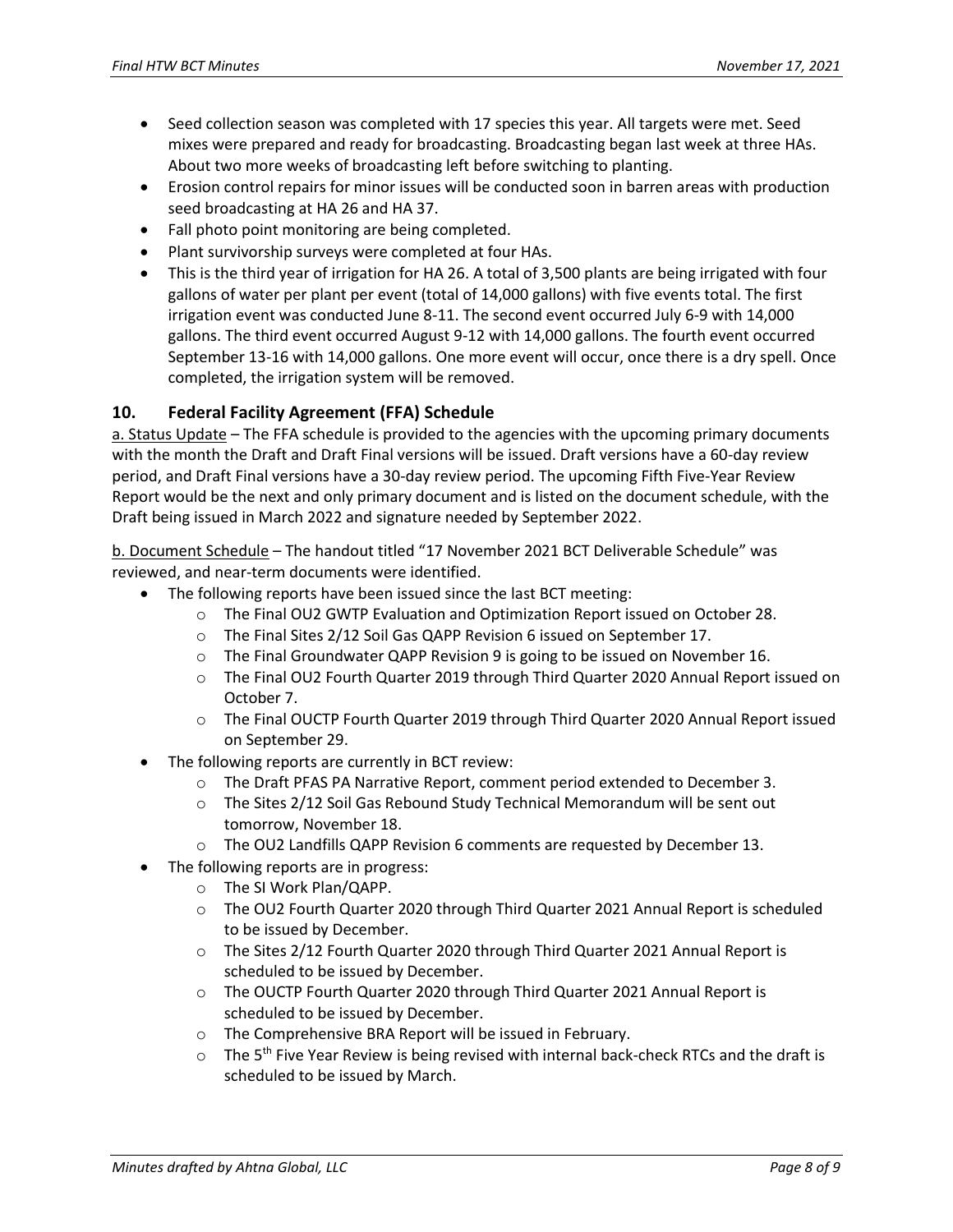- Seed collection season was completed with 17 species this year. All targets were met. Seed mixes were prepared and ready for broadcasting. Broadcasting began last week at three HAs. About two more weeks of broadcasting left before switching to planting.
- Erosion control repairs for minor issues will be conducted soon in barren areas with production seed broadcasting at HA 26 and HA 37.
- Fall photo point monitoring are being completed.
- Plant survivorship surveys were completed at four HAs.
- This is the third year of irrigation for HA 26. A total of 3,500 plants are being irrigated with four gallons of water per plant per event (total of 14,000 gallons) with five events total. The first irrigation event was conducted June 8-11. The second event occurred July 6-9 with 14,000 gallons. The third event occurred August 9-12 with 14,000 gallons. The fourth event occurred September 13-16 with 14,000 gallons. One more event will occur, once there is a dry spell. Once completed, the irrigation system will be removed.

## 10. Federal Facility Agreement (FFA) Schedule

a. Status Update – The FFA schedule is provided to the agencies with the upcoming primary documents with the month the Draft and Draft Final versions will be issued. Draft versions have a 60-day review period, and Draft Final versions have a 30-day review period. The upcoming Fifth Five-Year Review Report would be the next and only primary document and is listed on the document schedule, with the Draft being issued in March 2022 and signature needed by September 2022.

b. Document Schedule – The handout titled "17 November 2021 BCT Deliverable Schedule" was reviewed, and near-term documents were identified.

- The following reports have been issued since the last BCT meeting:
  - The Final OU2 GWTP Evaluation and Optimization Report issued on October 28.
  - The Final Sites 2/12 Soil Gas QAPP Revision 6 issued on September 17.
  - The Final Groundwater QAPP Revision 9 is going to be issued on November 16.
  - The Final OU2 Fourth Quarter 2019 through Third Quarter 2020 Annual Report issued on October 7.
  - The Final OUCTP Fourth Quarter 2019 through Third Quarter 2020 Annual Report issued on September 29.
- The following reports are currently in BCT review:
  - The Draft PFAS PA Narrative Report, comment period extended to December 3.
  - The Sites 2/12 Soil Gas Rebound Study Technical Memorandum will be sent out tomorrow, November 18.
  - The OU2 Landfills QAPP Revision 6 comments are requested by December 13.
- The following reports are in progress:
  - The SI Work Plan/QAPP.
  - The OU2 Fourth Quarter 2020 through Third Quarter 2021 Annual Report is scheduled to be issued by December.
  - The Sites 2/12 Fourth Quarter 2020 through Third Quarter 2021 Annual Report is scheduled to be issued by December.
  - The OUCTP Fourth Quarter 2020 through Third Quarter 2021 Annual Report is scheduled to be issued by December.
  - The Comprehensive BRA Report will be issued in February.
  - The 5th Five Year Review is being revised with internal back-check RTCs and the draft is scheduled to be issued by March.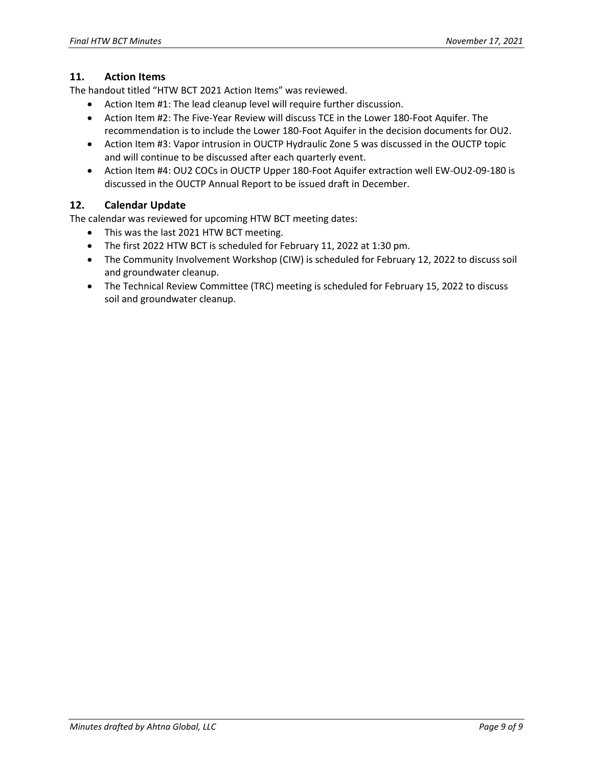## 11. Action Items

The handout titled "HTW BCT 2021 Action Items" was reviewed.

- Action Item #1: The lead cleanup level will require further discussion.
- Action Item #2: The Five-Year Review will discuss TCE in the Lower 180-Foot Aquifer. The recommendation is to include the Lower 180-Foot Aquifer in the decision documents for OU2.
- Action Item #3: Vapor intrusion in OUCTP Hydraulic Zone 5 was discussed in the OUCTP topic and will continue to be discussed after each quarterly event.
- Action Item #4: OU2 COCs in OUCTP Upper 180-Foot Aquifer extraction well EW-OU2-09-180 is discussed in the OUCTP Annual Report to be issued draft in December.

## 12. Calendar Update

The calendar was reviewed for upcoming HTW BCT meeting dates:

- This was the last 2021 HTW BCT meeting.
- The first 2022 HTW BCT is scheduled for February 11, 2022 at 1:30 pm.
- The Community Involvement Workshop (CIW) is scheduled for February 12, 2022 to discuss soil and groundwater cleanup.
- The Technical Review Committee (TRC) meeting is scheduled for February 15, 2022 to discuss soil and groundwater cleanup.